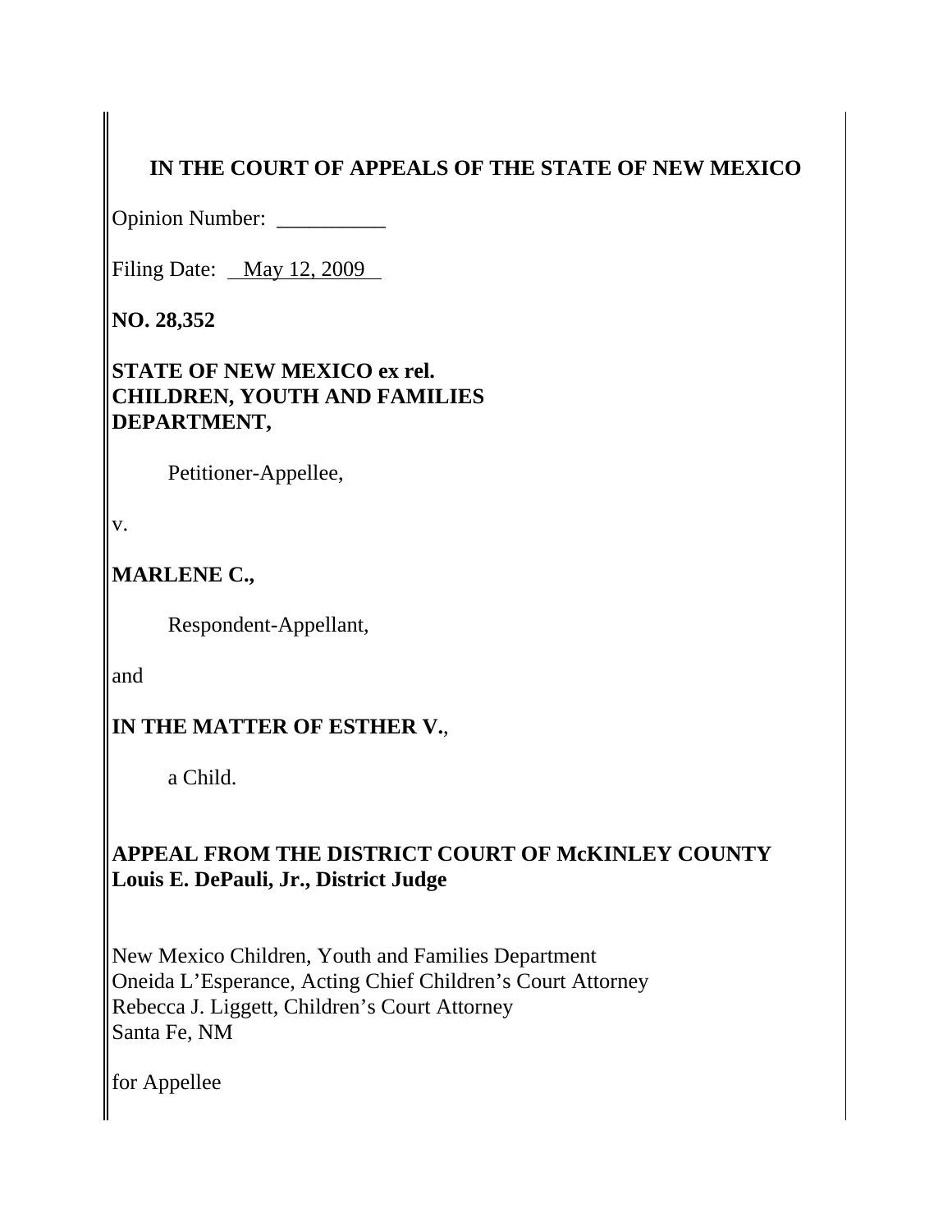# IN THE COURT OF APPEALS OF THE STATE OF NEW MEXICO

Opinion Number: __________

Filing Date: May 12, 2009

**NO. 28,352**

**STATE OF NEW MEXICO ex rel.**
**CHILDREN, YOUTH AND FAMILIES**
**DEPARTMENT,**

Petitioner-Appellee,

v.

**MARLENE C.,**

Respondent-Appellant,

and

**IN THE MATTER OF ESTHER V.**,

a Child.

**APPEAL FROM THE DISTRICT COURT OF McKINLEY COUNTY**
**Louis E. DePauli, Jr., District Judge**

New Mexico Children, Youth and Families Department
Oneida L'Esperance, Acting Chief Children's Court Attorney
Rebecca J. Liggett, Children's Court Attorney
Santa Fe, NM

for Appellee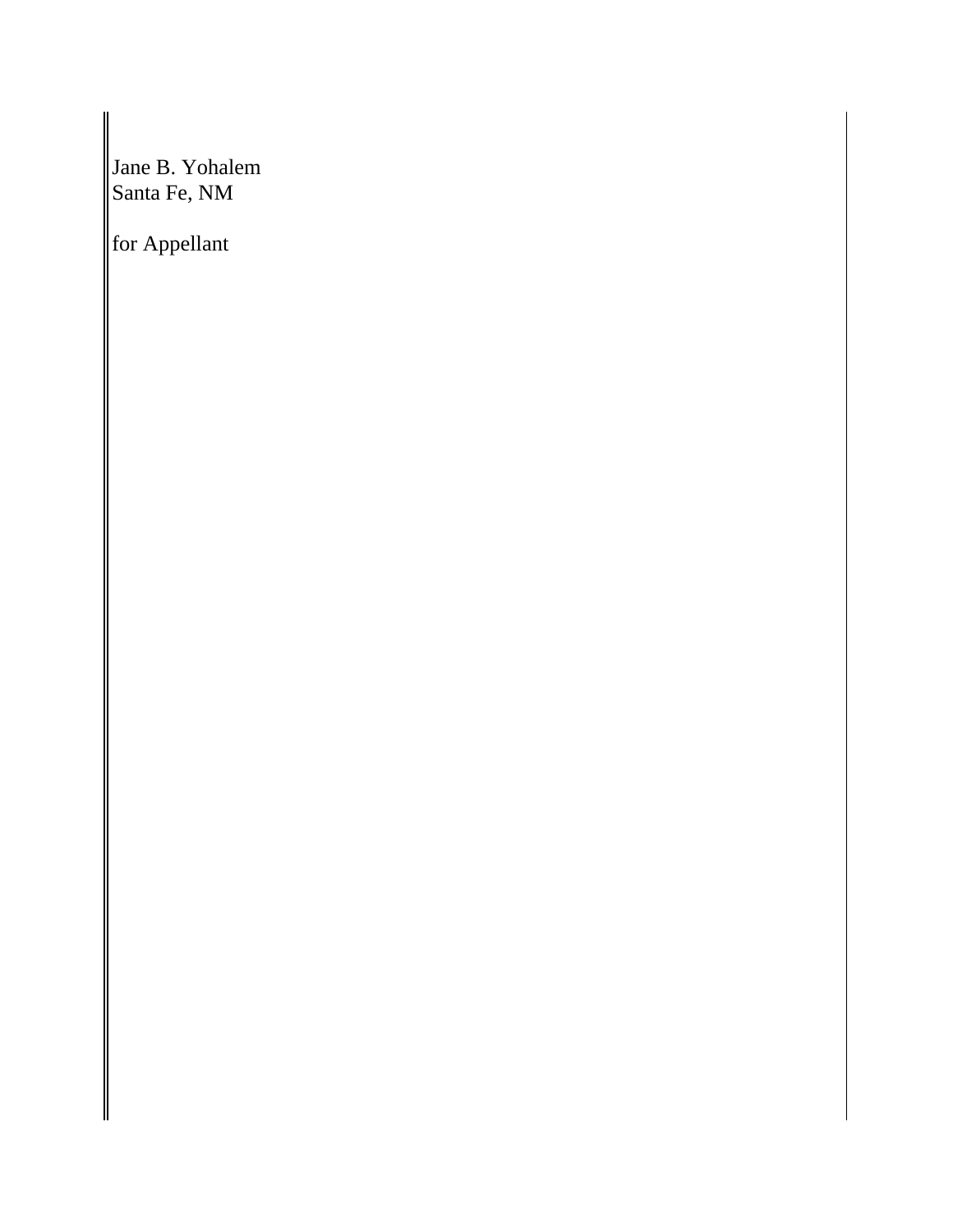Jane B. Yohalem
Santa Fe, NM

for Appellant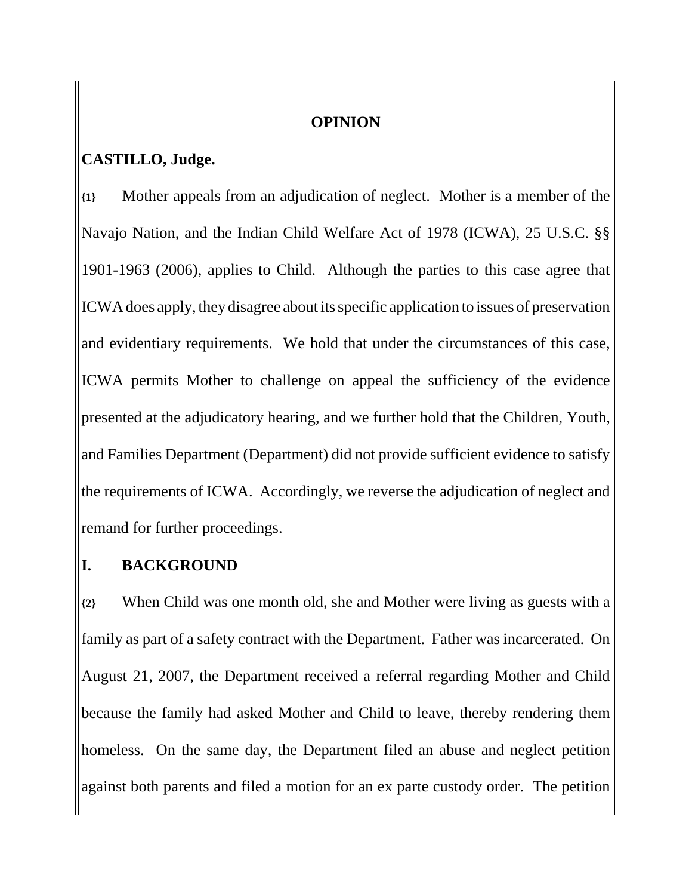## OPINION

**CASTILLO, Judge.**

**{1}** Mother appeals from an adjudication of neglect. Mother is a member of the Navajo Nation, and the Indian Child Welfare Act of 1978 (ICWA), 25 U.S.C. §§ 1901-1963 (2006), applies to Child. Although the parties to this case agree that ICWA does apply, they disagree about its specific application to issues of preservation and evidentiary requirements. We hold that under the circumstances of this case, ICWA permits Mother to challenge on appeal the sufficiency of the evidence presented at the adjudicatory hearing, and we further hold that the Children, Youth, and Families Department (Department) did not provide sufficient evidence to satisfy the requirements of ICWA. Accordingly, we reverse the adjudication of neglect and remand for further proceedings.

## I. BACKGROUND

**{2}** When Child was one month old, she and Mother were living as guests with a family as part of a safety contract with the Department. Father was incarcerated. On August 21, 2007, the Department received a referral regarding Mother and Child because the family had asked Mother and Child to leave, thereby rendering them homeless. On the same day, the Department filed an abuse and neglect petition against both parents and filed a motion for an ex parte custody order. The petition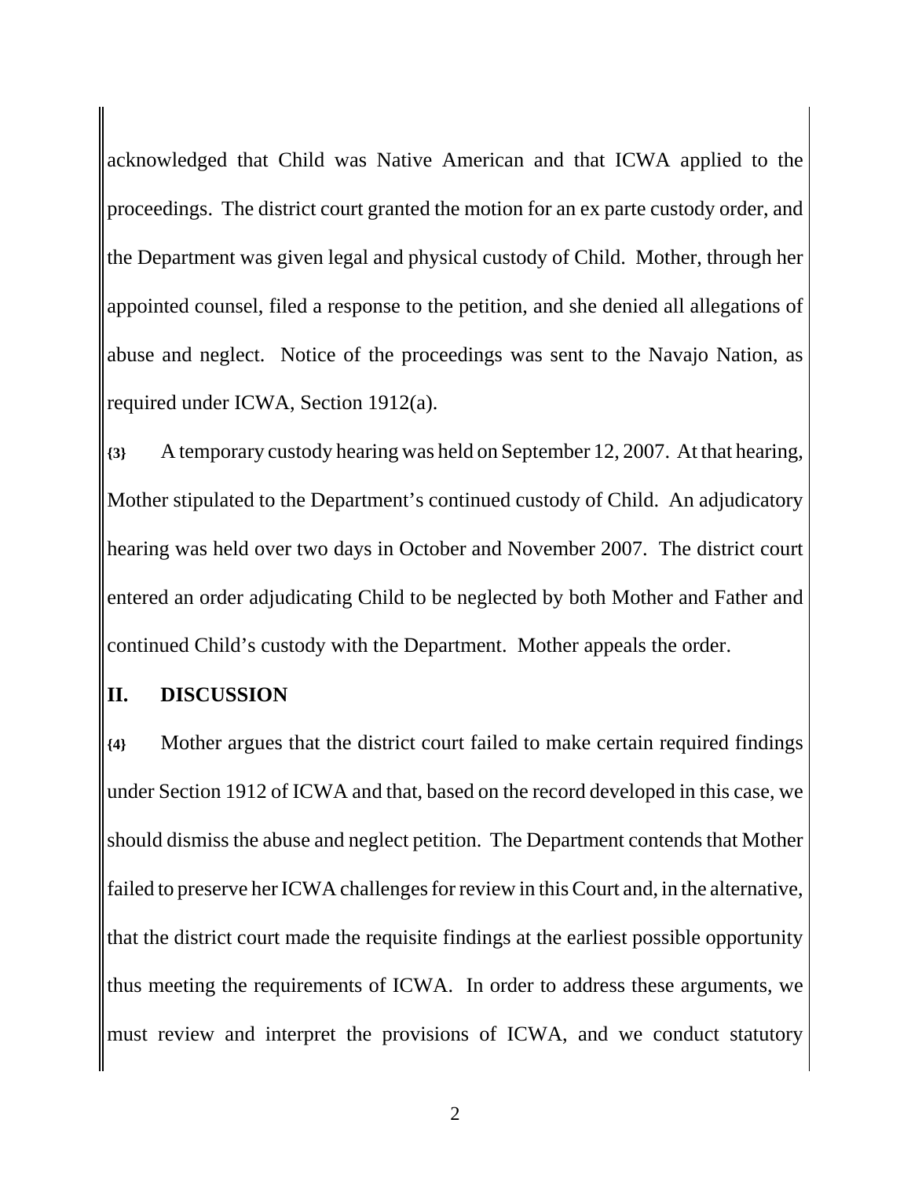acknowledged that Child was Native American and that ICWA applied to the proceedings. The district court granted the motion for an ex parte custody order, and the Department was given legal and physical custody of Child. Mother, through her appointed counsel, filed a response to the petition, and she denied all allegations of abuse and neglect. Notice of the proceedings was sent to the Navajo Nation, as required under ICWA, Section 1912(a).

**{3}** A temporary custody hearing was held on September 12, 2007. At that hearing, Mother stipulated to the Department's continued custody of Child. An adjudicatory hearing was held over two days in October and November 2007. The district court entered an order adjudicating Child to be neglected by both Mother and Father and continued Child's custody with the Department. Mother appeals the order.

## II. DISCUSSION

**{4}** Mother argues that the district court failed to make certain required findings under Section 1912 of ICWA and that, based on the record developed in this case, we should dismiss the abuse and neglect petition. The Department contends that Mother failed to preserve her ICWA challenges for review in this Court and, in the alternative, that the district court made the requisite findings at the earliest possible opportunity thus meeting the requirements of ICWA. In order to address these arguments, we must review and interpret the provisions of ICWA, and we conduct statutory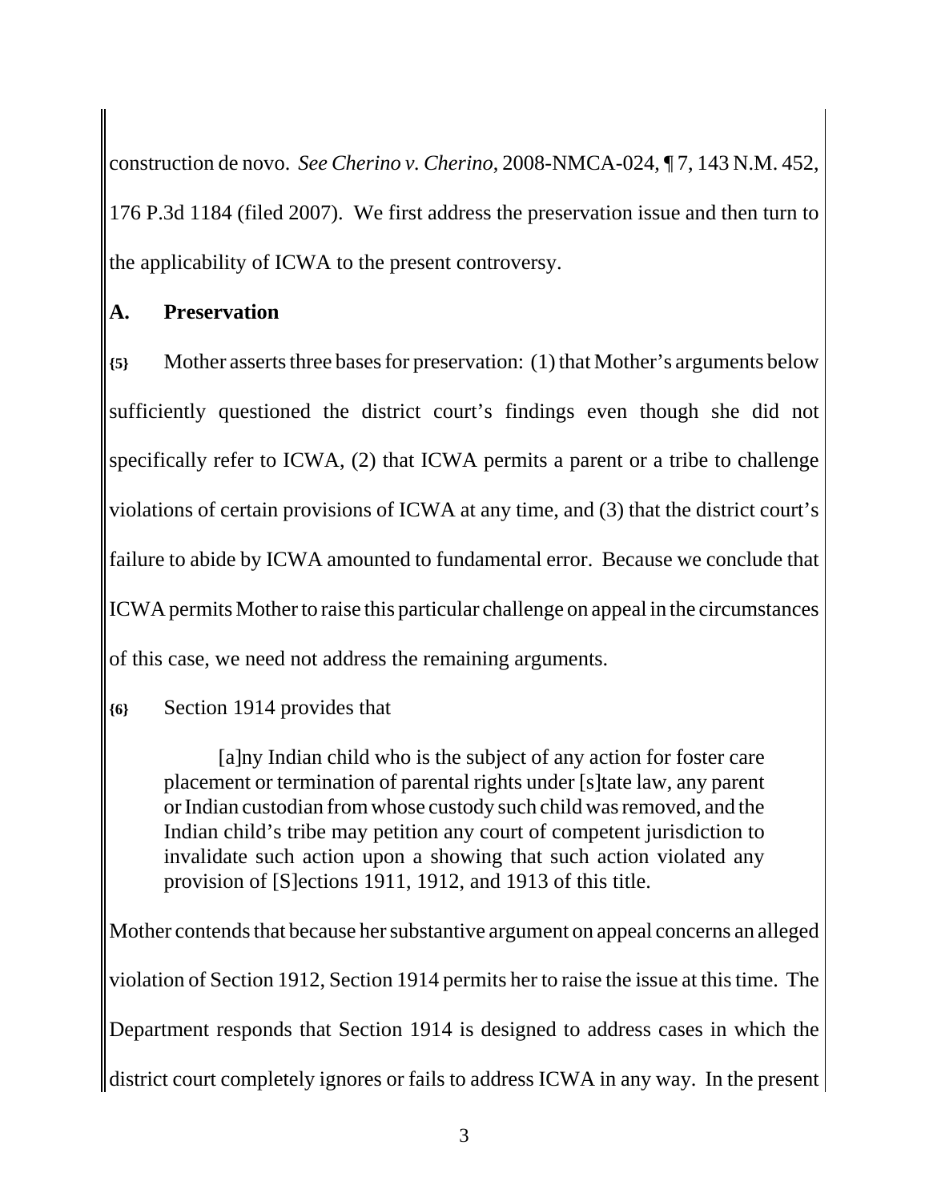construction de novo. *See Cherino v. Cherino*, 2008-NMCA-024, ¶ 7, 143 N.M. 452, 176 P.3d 1184 (filed 2007). We first address the preservation issue and then turn to the applicability of ICWA to the present controversy.

## A. Preservation

**{5}** Mother asserts three bases for preservation: (1) that Mother's arguments below sufficiently questioned the district court's findings even though she did not specifically refer to ICWA, (2) that ICWA permits a parent or a tribe to challenge violations of certain provisions of ICWA at any time, and (3) that the district court's failure to abide by ICWA amounted to fundamental error. Because we conclude that ICWA permits Mother to raise this particular challenge on appeal in the circumstances of this case, we need not address the remaining arguments.

**{6}** Section 1914 provides that

> [a]ny Indian child who is the subject of any action for foster care placement or termination of parental rights under [s]tate law, any parent or Indian custodian from whose custody such child was removed, and the Indian child's tribe may petition any court of competent jurisdiction to invalidate such action upon a showing that such action violated any provision of [S]ections 1911, 1912, and 1913 of this title.

Mother contends that because her substantive argument on appeal concerns an alleged violation of Section 1912, Section 1914 permits her to raise the issue at this time. The Department responds that Section 1914 is designed to address cases in which the district court completely ignores or fails to address ICWA in any way. In the present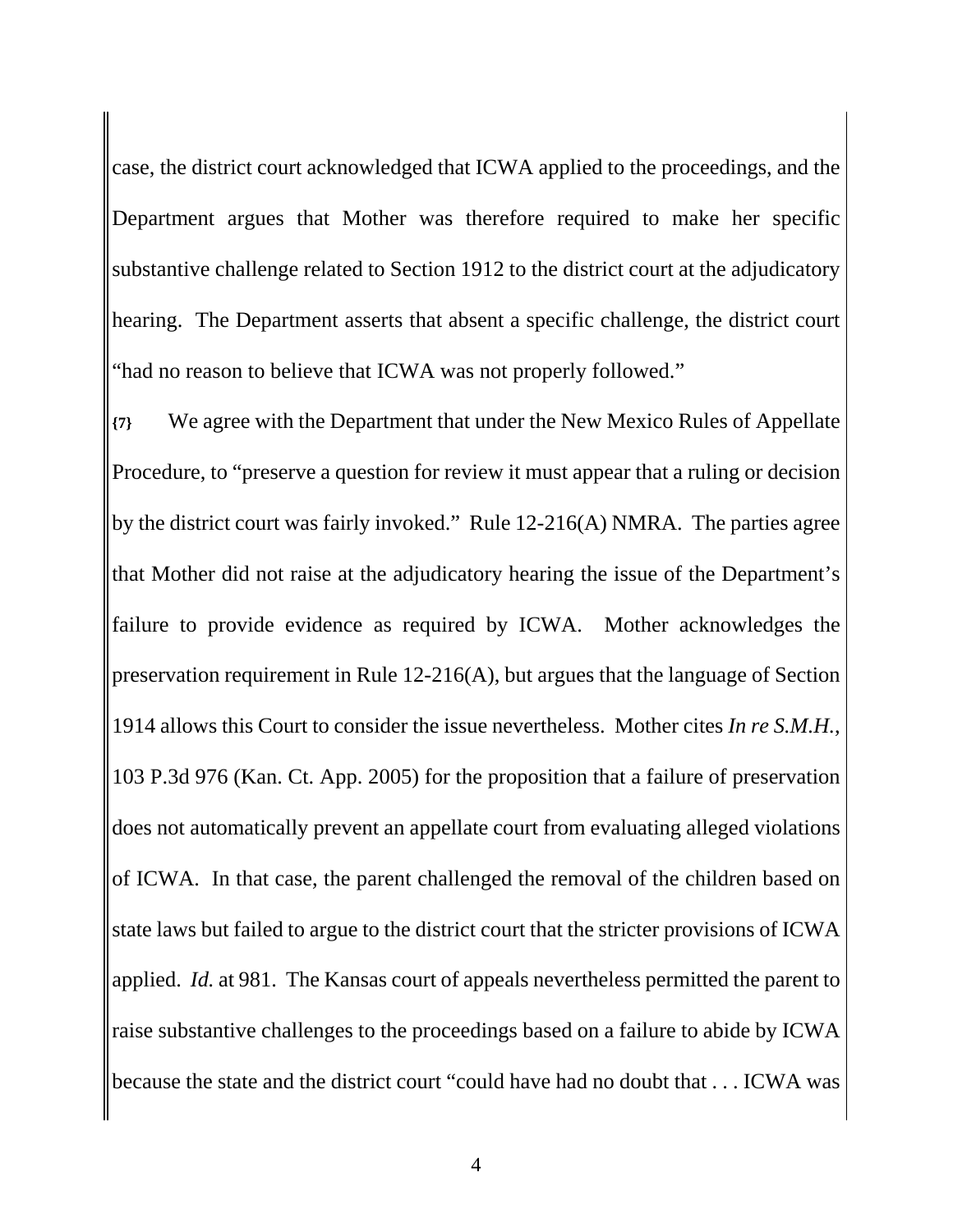case, the district court acknowledged that ICWA applied to the proceedings, and the Department argues that Mother was therefore required to make her specific substantive challenge related to Section 1912 to the district court at the adjudicatory hearing. The Department asserts that absent a specific challenge, the district court "had no reason to believe that ICWA was not properly followed."

**{7}** We agree with the Department that under the New Mexico Rules of Appellate Procedure, to "preserve a question for review it must appear that a ruling or decision by the district court was fairly invoked." Rule 12-216(A) NMRA. The parties agree that Mother did not raise at the adjudicatory hearing the issue of the Department's failure to provide evidence as required by ICWA. Mother acknowledges the preservation requirement in Rule 12-216(A), but argues that the language of Section 1914 allows this Court to consider the issue nevertheless. Mother cites *In re S.M.H.*, 103 P.3d 976 (Kan. Ct. App. 2005) for the proposition that a failure of preservation does not automatically prevent an appellate court from evaluating alleged violations of ICWA. In that case, the parent challenged the removal of the children based on state laws but failed to argue to the district court that the stricter provisions of ICWA applied. *Id.* at 981. The Kansas court of appeals nevertheless permitted the parent to raise substantive challenges to the proceedings based on a failure to abide by ICWA because the state and the district court "could have had no doubt that . . . ICWA was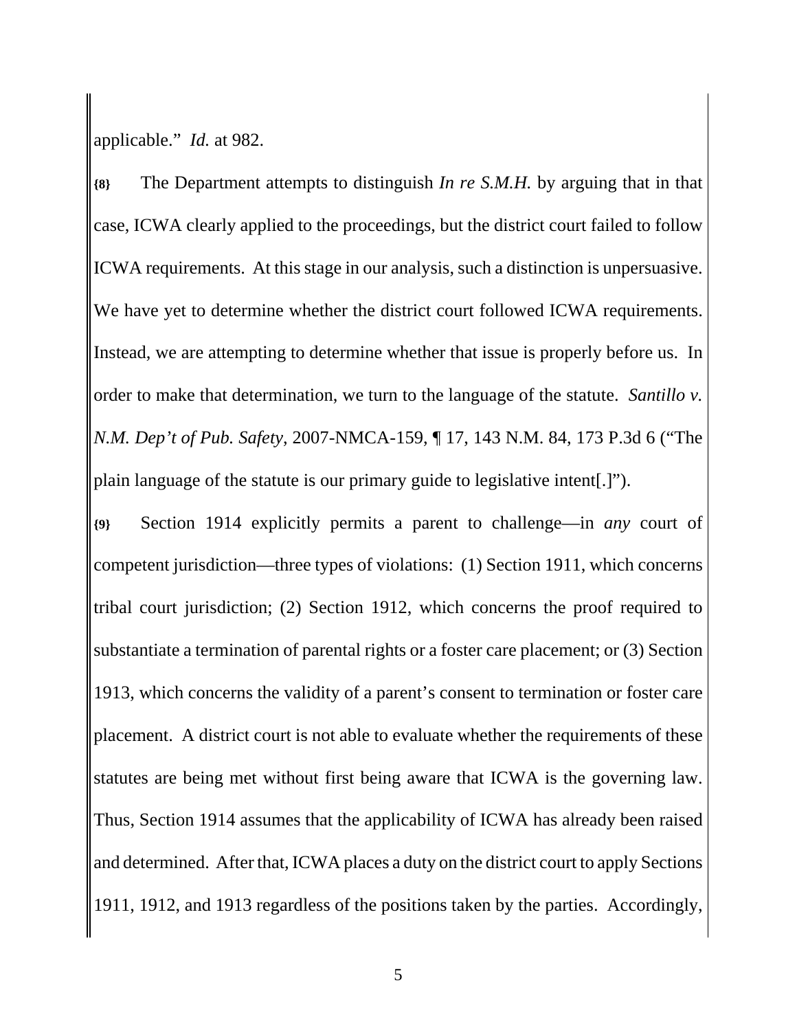applicable." *Id.* at 982.

**{8}** The Department attempts to distinguish *In re S.M.H.* by arguing that in that case, ICWA clearly applied to the proceedings, but the district court failed to follow ICWA requirements. At this stage in our analysis, such a distinction is unpersuasive. We have yet to determine whether the district court followed ICWA requirements. Instead, we are attempting to determine whether that issue is properly before us. In order to make that determination, we turn to the language of the statute. *Santillo v. N.M. Dep't of Pub. Safety*, 2007-NMCA-159, ¶ 17, 143 N.M. 84, 173 P.3d 6 ("The plain language of the statute is our primary guide to legislative intent[.]").

**{9}** Section 1914 explicitly permits a parent to challenge—in *any* court of competent jurisdiction—three types of violations: (1) Section 1911, which concerns tribal court jurisdiction; (2) Section 1912, which concerns the proof required to substantiate a termination of parental rights or a foster care placement; or (3) Section 1913, which concerns the validity of a parent's consent to termination or foster care placement. A district court is not able to evaluate whether the requirements of these statutes are being met without first being aware that ICWA is the governing law. Thus, Section 1914 assumes that the applicability of ICWA has already been raised and determined. After that, ICWA places a duty on the district court to apply Sections 1911, 1912, and 1913 regardless of the positions taken by the parties. Accordingly,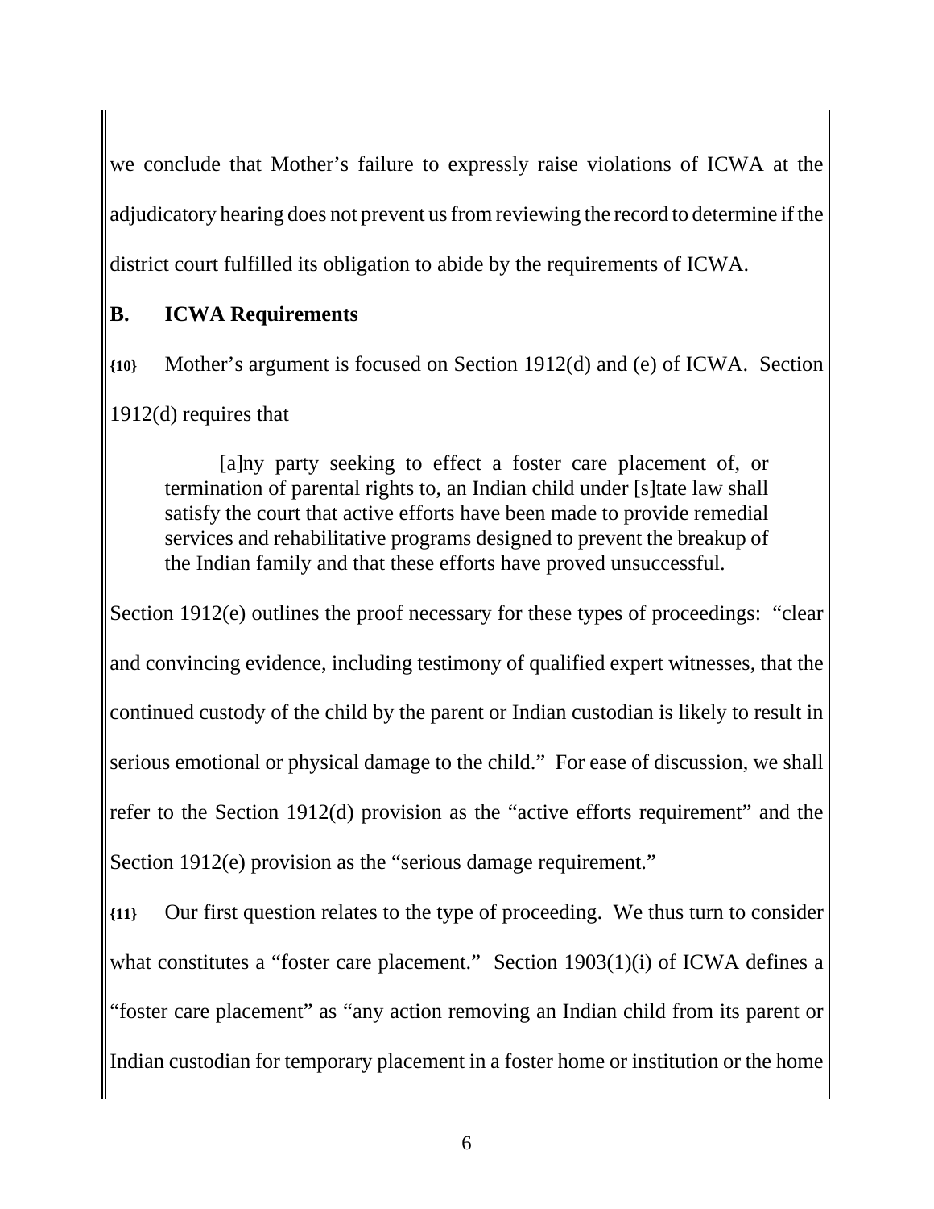we conclude that Mother's failure to expressly raise violations of ICWA at the adjudicatory hearing does not prevent us from reviewing the record to determine if the district court fulfilled its obligation to abide by the requirements of ICWA.

## B. ICWA Requirements

**{10}** Mother's argument is focused on Section 1912(d) and (e) of ICWA. Section 1912(d) requires that

> [a]ny party seeking to effect a foster care placement of, or termination of parental rights to, an Indian child under [s]tate law shall satisfy the court that active efforts have been made to provide remedial services and rehabilitative programs designed to prevent the breakup of the Indian family and that these efforts have proved unsuccessful.

Section 1912(e) outlines the proof necessary for these types of proceedings: "clear and convincing evidence, including testimony of qualified expert witnesses, that the continued custody of the child by the parent or Indian custodian is likely to result in serious emotional or physical damage to the child." For ease of discussion, we shall refer to the Section 1912(d) provision as the "active efforts requirement" and the Section 1912(e) provision as the "serious damage requirement."

**{11}** Our first question relates to the type of proceeding. We thus turn to consider what constitutes a "foster care placement." Section 1903(1)(i) of ICWA defines a "foster care placement" as "any action removing an Indian child from its parent or Indian custodian for temporary placement in a foster home or institution or the home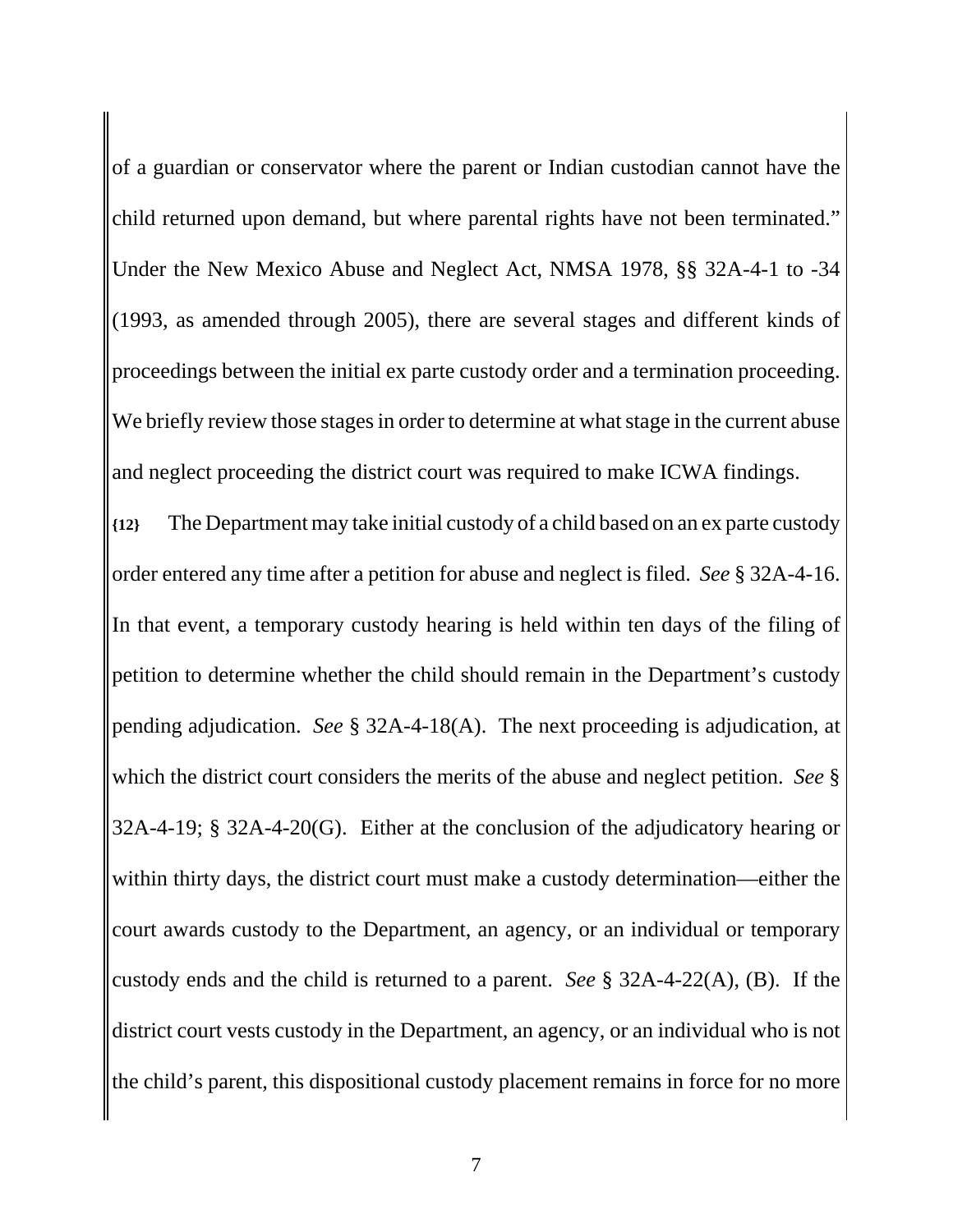of a guardian or conservator where the parent or Indian custodian cannot have the child returned upon demand, but where parental rights have not been terminated." Under the New Mexico Abuse and Neglect Act, NMSA 1978, §§ 32A-4-1 to -34 (1993, as amended through 2005), there are several stages and different kinds of proceedings between the initial ex parte custody order and a termination proceeding. We briefly review those stages in order to determine at what stage in the current abuse and neglect proceeding the district court was required to make ICWA findings.

**{12}** The Department may take initial custody of a child based on an ex parte custody order entered any time after a petition for abuse and neglect is filed. *See* § 32A-4-16. In that event, a temporary custody hearing is held within ten days of the filing of petition to determine whether the child should remain in the Department's custody pending adjudication. *See* § 32A-4-18(A). The next proceeding is adjudication, at which the district court considers the merits of the abuse and neglect petition. *See* § 32A-4-19; § 32A-4-20(G). Either at the conclusion of the adjudicatory hearing or within thirty days, the district court must make a custody determination—either the court awards custody to the Department, an agency, or an individual or temporary custody ends and the child is returned to a parent. *See* § 32A-4-22(A), (B). If the district court vests custody in the Department, an agency, or an individual who is not the child's parent, this dispositional custody placement remains in force for no more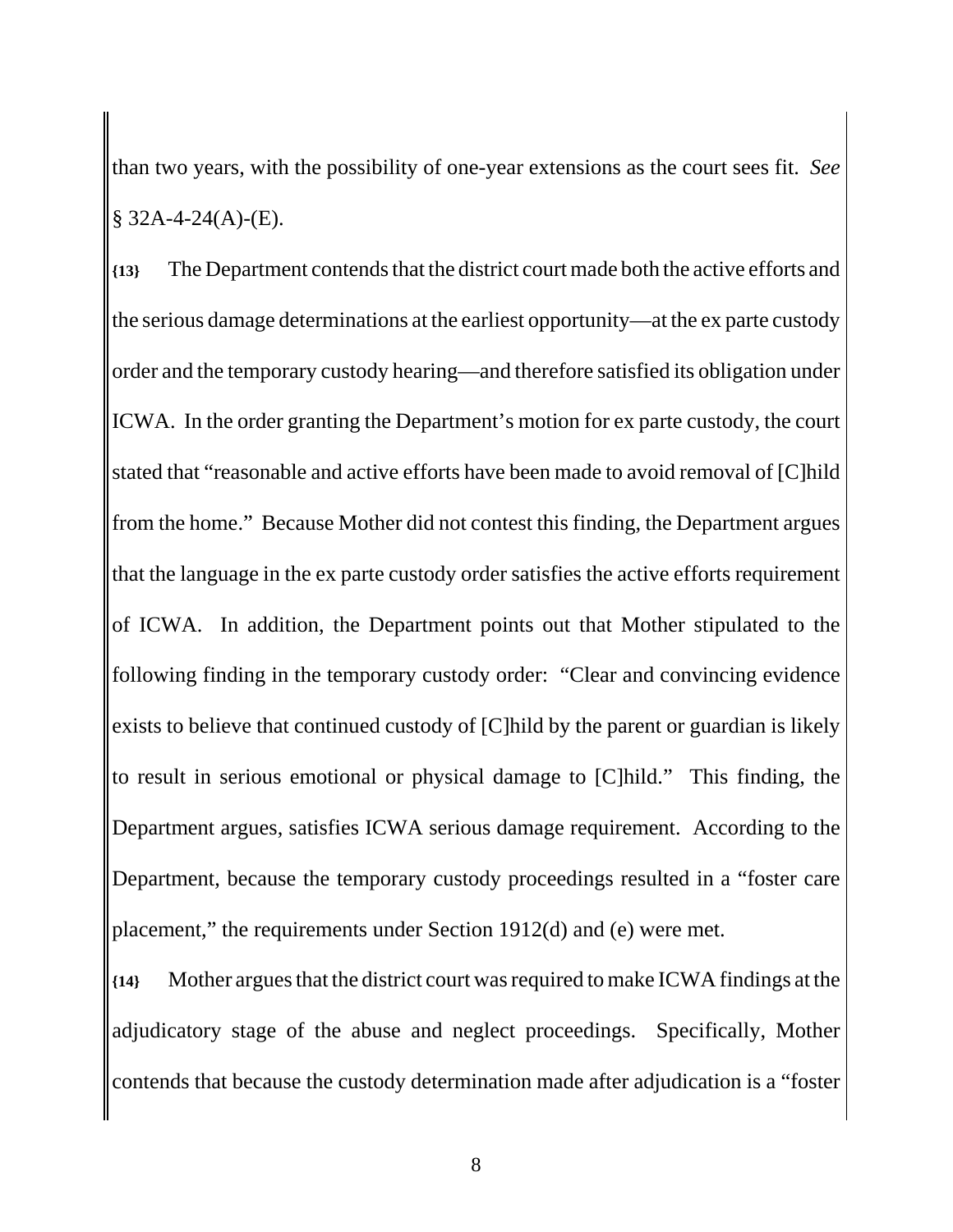than two years, with the possibility of one-year extensions as the court sees fit. *See* § 32A-4-24(A)-(E).

**{13}** The Department contends that the district court made both the active efforts and the serious damage determinations at the earliest opportunity—at the ex parte custody order and the temporary custody hearing—and therefore satisfied its obligation under ICWA. In the order granting the Department's motion for ex parte custody, the court stated that "reasonable and active efforts have been made to avoid removal of [C]hild from the home." Because Mother did not contest this finding, the Department argues that the language in the ex parte custody order satisfies the active efforts requirement of ICWA. In addition, the Department points out that Mother stipulated to the following finding in the temporary custody order: "Clear and convincing evidence exists to believe that continued custody of [C]hild by the parent or guardian is likely to result in serious emotional or physical damage to [C]hild." This finding, the Department argues, satisfies ICWA serious damage requirement. According to the Department, because the temporary custody proceedings resulted in a "foster care placement," the requirements under Section 1912(d) and (e) were met.

**{14}** Mother argues that the district court was required to make ICWA findings at the adjudicatory stage of the abuse and neglect proceedings. Specifically, Mother contends that because the custody determination made after adjudication is a "foster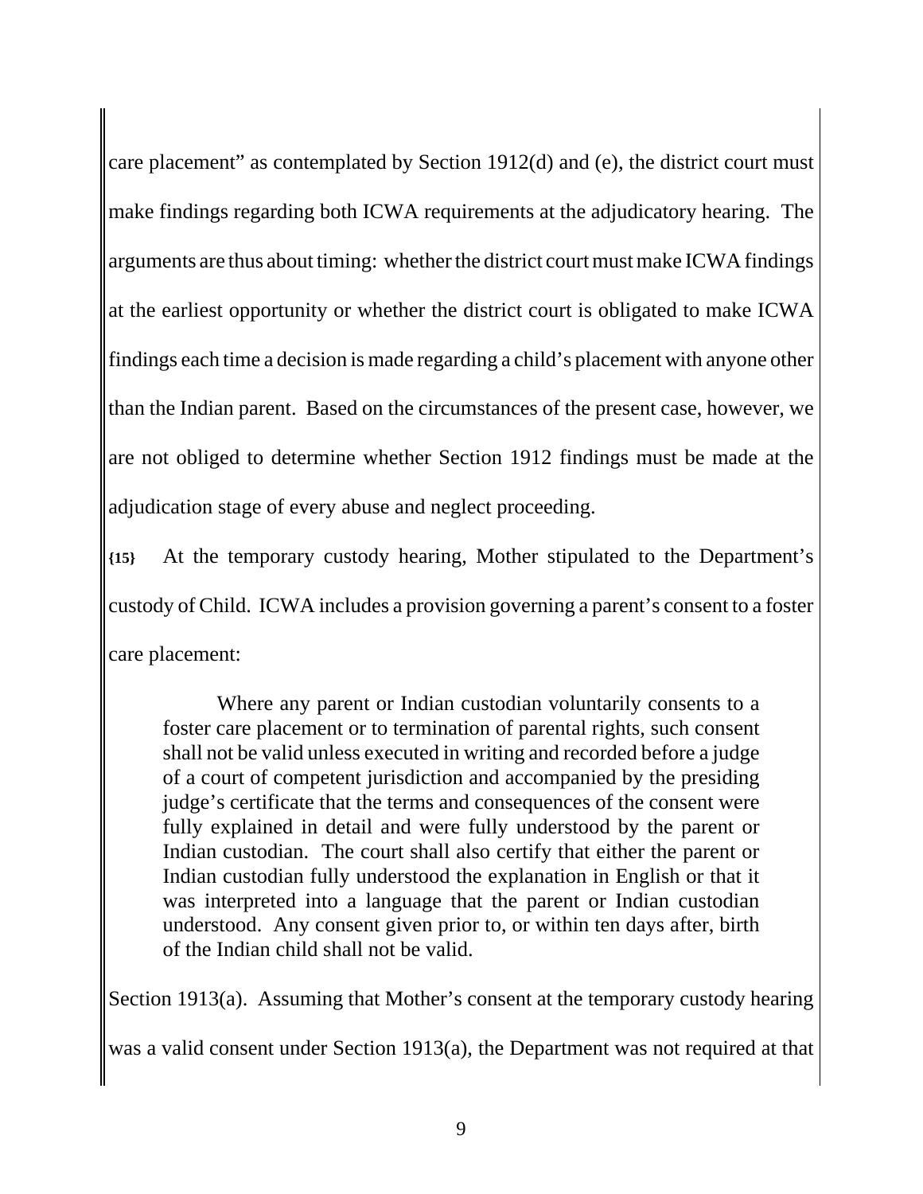care placement" as contemplated by Section 1912(d) and (e), the district court must make findings regarding both ICWA requirements at the adjudicatory hearing. The arguments are thus about timing: whether the district court must make ICWA findings at the earliest opportunity or whether the district court is obligated to make ICWA findings each time a decision is made regarding a child's placement with anyone other than the Indian parent. Based on the circumstances of the present case, however, we are not obliged to determine whether Section 1912 findings must be made at the adjudication stage of every abuse and neglect proceeding.

**{15}** At the temporary custody hearing, Mother stipulated to the Department's custody of Child. ICWA includes a provision governing a parent's consent to a foster care placement:

> Where any parent or Indian custodian voluntarily consents to a foster care placement or to termination of parental rights, such consent shall not be valid unless executed in writing and recorded before a judge of a court of competent jurisdiction and accompanied by the presiding judge's certificate that the terms and consequences of the consent were fully explained in detail and were fully understood by the parent or Indian custodian. The court shall also certify that either the parent or Indian custodian fully understood the explanation in English or that it was interpreted into a language that the parent or Indian custodian understood. Any consent given prior to, or within ten days after, birth of the Indian child shall not be valid.

Section 1913(a). Assuming that Mother's consent at the temporary custody hearing was a valid consent under Section 1913(a), the Department was not required at that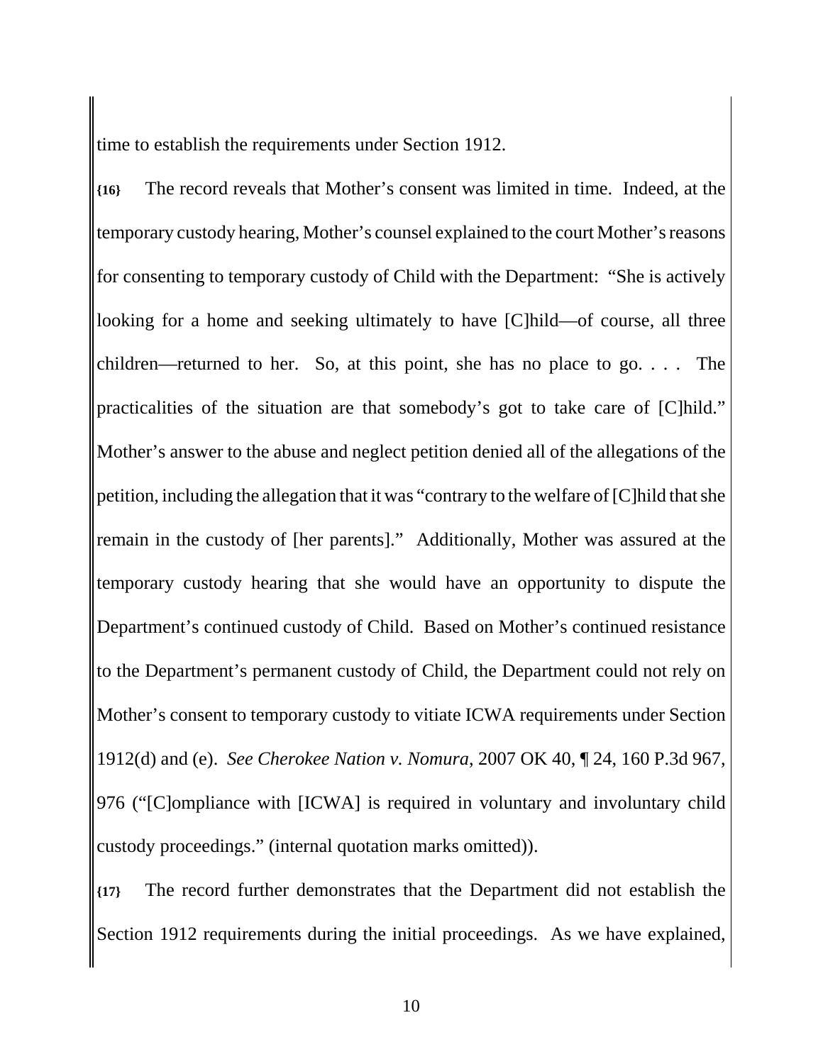time to establish the requirements under Section 1912.

**{16}** The record reveals that Mother's consent was limited in time. Indeed, at the temporary custody hearing, Mother's counsel explained to the court Mother's reasons for consenting to temporary custody of Child with the Department: "She is actively looking for a home and seeking ultimately to have [C]hild—of course, all three children—returned to her. So, at this point, she has no place to go. . . . The practicalities of the situation are that somebody's got to take care of [C]hild." Mother's answer to the abuse and neglect petition denied all of the allegations of the petition, including the allegation that it was "contrary to the welfare of [C]hild that she remain in the custody of [her parents]." Additionally, Mother was assured at the temporary custody hearing that she would have an opportunity to dispute the Department's continued custody of Child. Based on Mother's continued resistance to the Department's permanent custody of Child, the Department could not rely on Mother's consent to temporary custody to vitiate ICWA requirements under Section 1912(d) and (e). *See Cherokee Nation v. Nomura*, 2007 OK 40, ¶ 24, 160 P.3d 967, 976 ("[C]ompliance with [ICWA] is required in voluntary and involuntary child custody proceedings." (internal quotation marks omitted)).

**{17}** The record further demonstrates that the Department did not establish the Section 1912 requirements during the initial proceedings. As we have explained,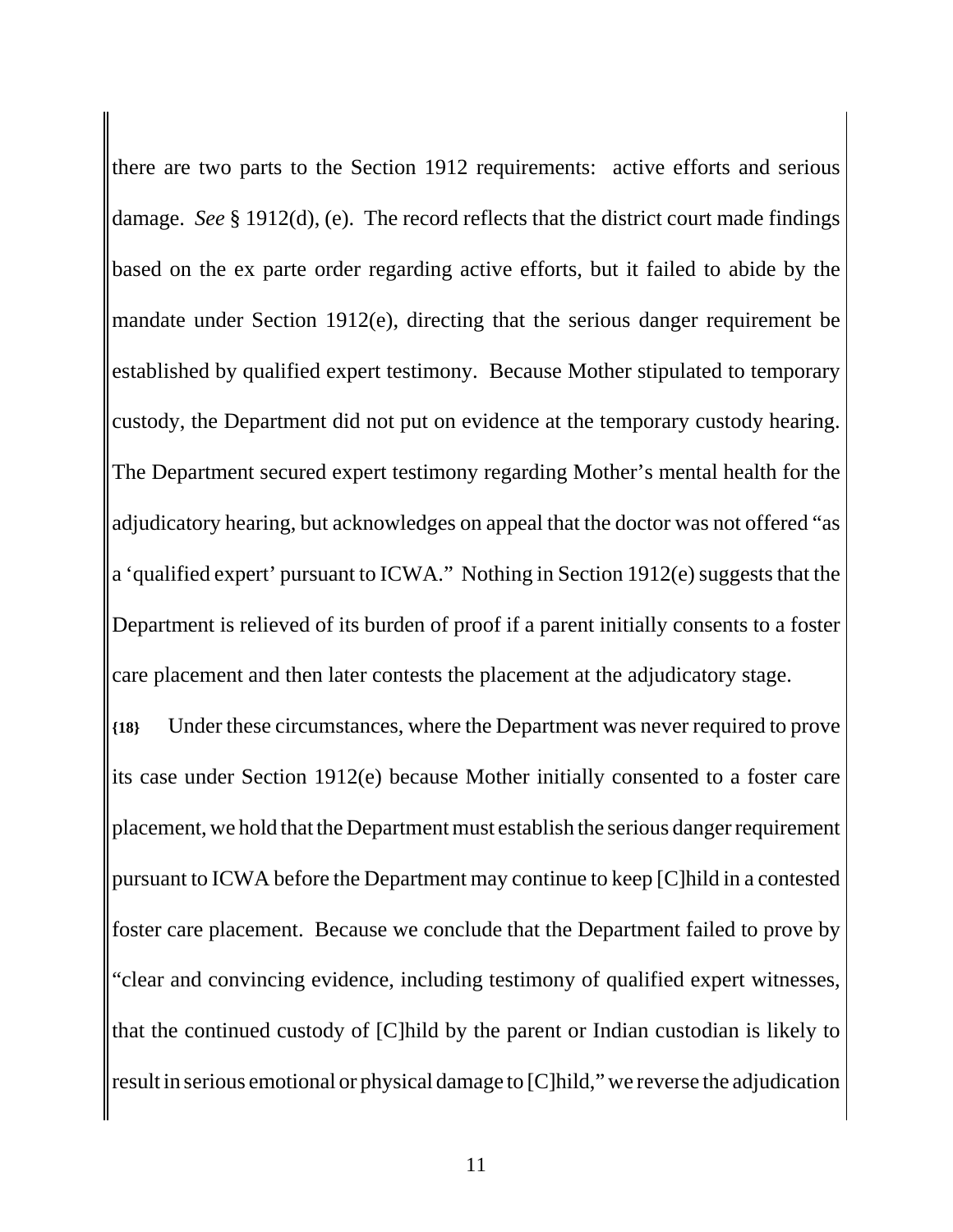there are two parts to the Section 1912 requirements: active efforts and serious damage. *See* § 1912(d), (e). The record reflects that the district court made findings based on the ex parte order regarding active efforts, but it failed to abide by the mandate under Section 1912(e), directing that the serious danger requirement be established by qualified expert testimony. Because Mother stipulated to temporary custody, the Department did not put on evidence at the temporary custody hearing. The Department secured expert testimony regarding Mother's mental health for the adjudicatory hearing, but acknowledges on appeal that the doctor was not offered "as a 'qualified expert' pursuant to ICWA." Nothing in Section 1912(e) suggests that the Department is relieved of its burden of proof if a parent initially consents to a foster care placement and then later contests the placement at the adjudicatory stage.

**{18}** Under these circumstances, where the Department was never required to prove its case under Section 1912(e) because Mother initially consented to a foster care placement, we hold that the Department must establish the serious danger requirement pursuant to ICWA before the Department may continue to keep [C]hild in a contested foster care placement. Because we conclude that the Department failed to prove by "clear and convincing evidence, including testimony of qualified expert witnesses, that the continued custody of [C]hild by the parent or Indian custodian is likely to result in serious emotional or physical damage to [C]hild," we reverse the adjudication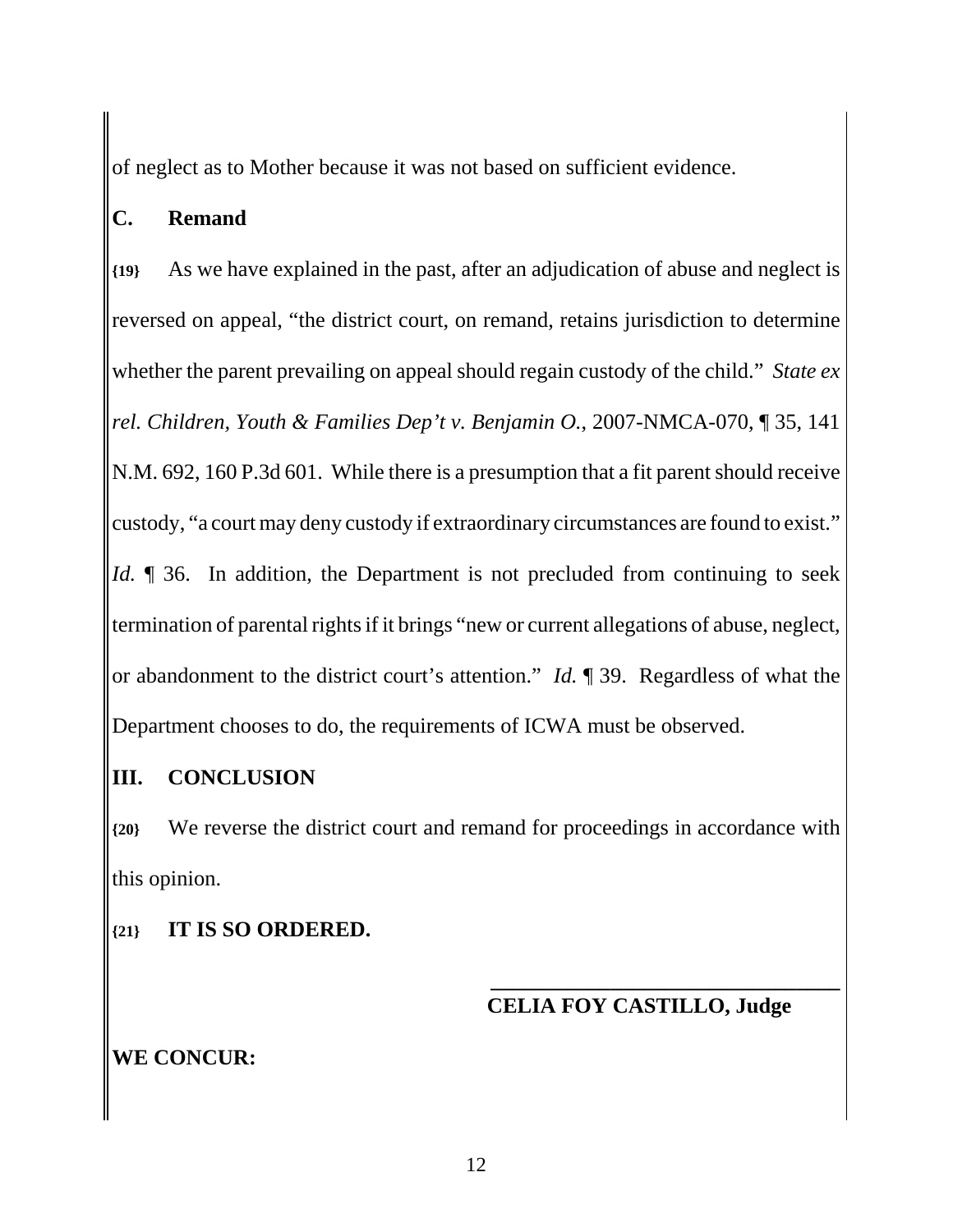of neglect as to Mother because it was not based on sufficient evidence.

### C. Remand

**{19}** As we have explained in the past, after an adjudication of abuse and neglect is reversed on appeal, "the district court, on remand, retains jurisdiction to determine whether the parent prevailing on appeal should regain custody of the child." *State ex rel. Children, Youth & Families Dep't v. Benjamin O.*, 2007-NMCA-070, ¶ 35, 141 N.M. 692, 160 P.3d 601. While there is a presumption that a fit parent should receive custody, "a court may deny custody if extraordinary circumstances are found to exist." *Id.* ¶ 36. In addition, the Department is not precluded from continuing to seek termination of parental rights if it brings "new or current allegations of abuse, neglect, or abandonment to the district court's attention." *Id.* ¶ 39. Regardless of what the Department chooses to do, the requirements of ICWA must be observed.

## III. CONCLUSION

**{20}** We reverse the district court and remand for proceedings in accordance with this opinion.

**{21}** **IT IS SO ORDERED.**

\_\_\_\_\_\_\_\_\_\_\_\_\_\_\_\_\_\_\_\_\_\_\_\_\_\_\_\_\_\_\_\_\_\_

**CELIA FOY CASTILLO, Judge**

**WE CONCUR:**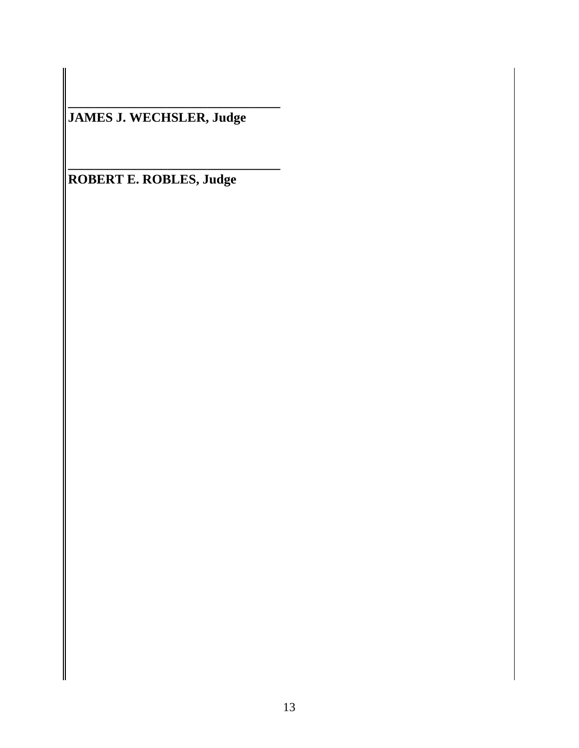\_\_\_\_\_\_\_\_\_\_\_\_\_\_\_\_\_\_\_\_\_\_\_\_\_\_\_\_\_\_\_\_\_\_
**JAMES J. WECHSLER, Judge**

\_\_\_\_\_\_\_\_\_\_\_\_\_\_\_\_\_\_\_\_\_\_\_\_\_\_\_\_\_\_\_\_\_\_
**ROBERT E. ROBLES, Judge**